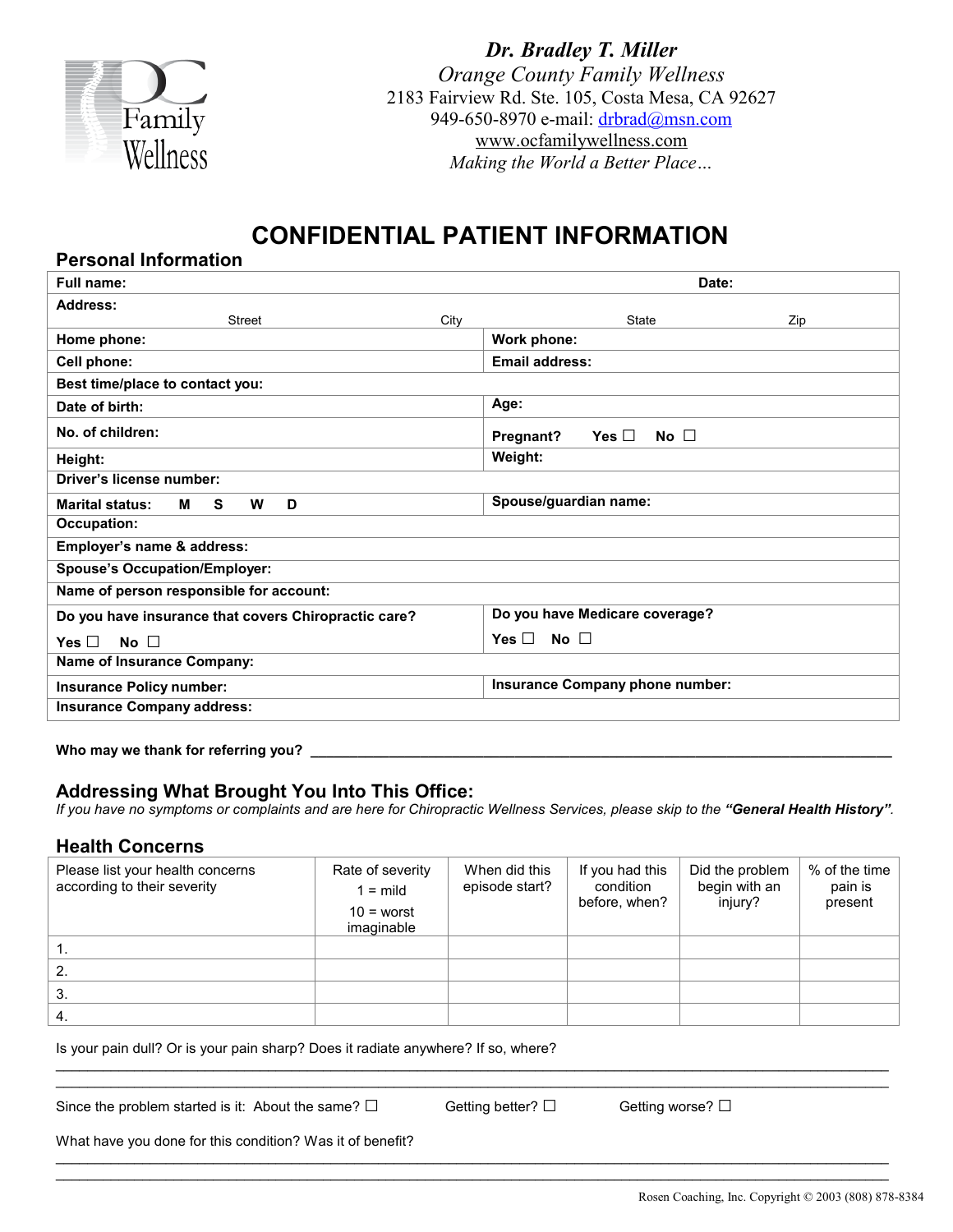**Dr. Bradley T. Miller**
*Orange County Family Wellness*
2183 Fairview Rd. Ste. 105, Costa Mesa, CA 92627
949-650-8970 e-mail: drbrad@msn.com
www.ocfamilywellness.com
*Making the World a Better Place…*

# CONFIDENTIAL PATIENT INFORMATION

## Personal Information

| | |
|---|---|
| **Full name:** | **Date:** |
| **Address:** Street City State Zip | |
| **Home phone:** | **Work phone:** |
| **Cell phone:** | **Email address:** |
| **Best time/place to contact you:** | |
| **Date of birth:** | **Age:** |
| **No. of children:** | **Pregnant? Yes ☐ No ☐** |
| **Height:** | **Weight:** |
| **Driver's license number:** | |
| **Marital status: M S W D** | **Spouse/guardian name:** |
| **Occupation:** | |
| **Employer's name & address:** | |
| **Spouse's Occupation/Employer:** | |
| **Name of person responsible for account:** | |
| **Do you have insurance that covers Chiropractic care?** Yes ☐ No ☐ | **Do you have Medicare coverage?** Yes ☐ No ☐ |
| **Name of Insurance Company:** | |
| **Insurance Policy number:** | **Insurance Company phone number:** |
| **Insurance Company address:** | |

**Who may we thank for referring you?** ______________________________________________

## Addressing What Brought You Into This Office:

*If you have no symptoms or complaints and are here for Chiropractic Wellness Services, please skip to the **"General Health History"**.*

## Health Concerns

| Please list your health concerns according to their severity | Rate of severity 1 = mild 10 = worst imaginable | When did this episode start? | If you had this condition before, when? | Did the problem begin with an injury? | % of the time pain is present |
|---|---|---|---|---|---|
| 1. | | | | | |
| 2. | | | | | |
| 3. | | | | | |
| 4. | | | | | |

Is your pain dull? Or is your pain sharp? Does it radiate anywhere? If so, where?

______________________________________________

______________________________________________

Since the problem started is it: About the same? ☐ Getting better? ☐ Getting worse? ☐

What have you done for this condition? Was it of benefit?

______________________________________________

______________________________________________

Rosen Coaching, Inc. Copyright © 2003 (808) 878-8384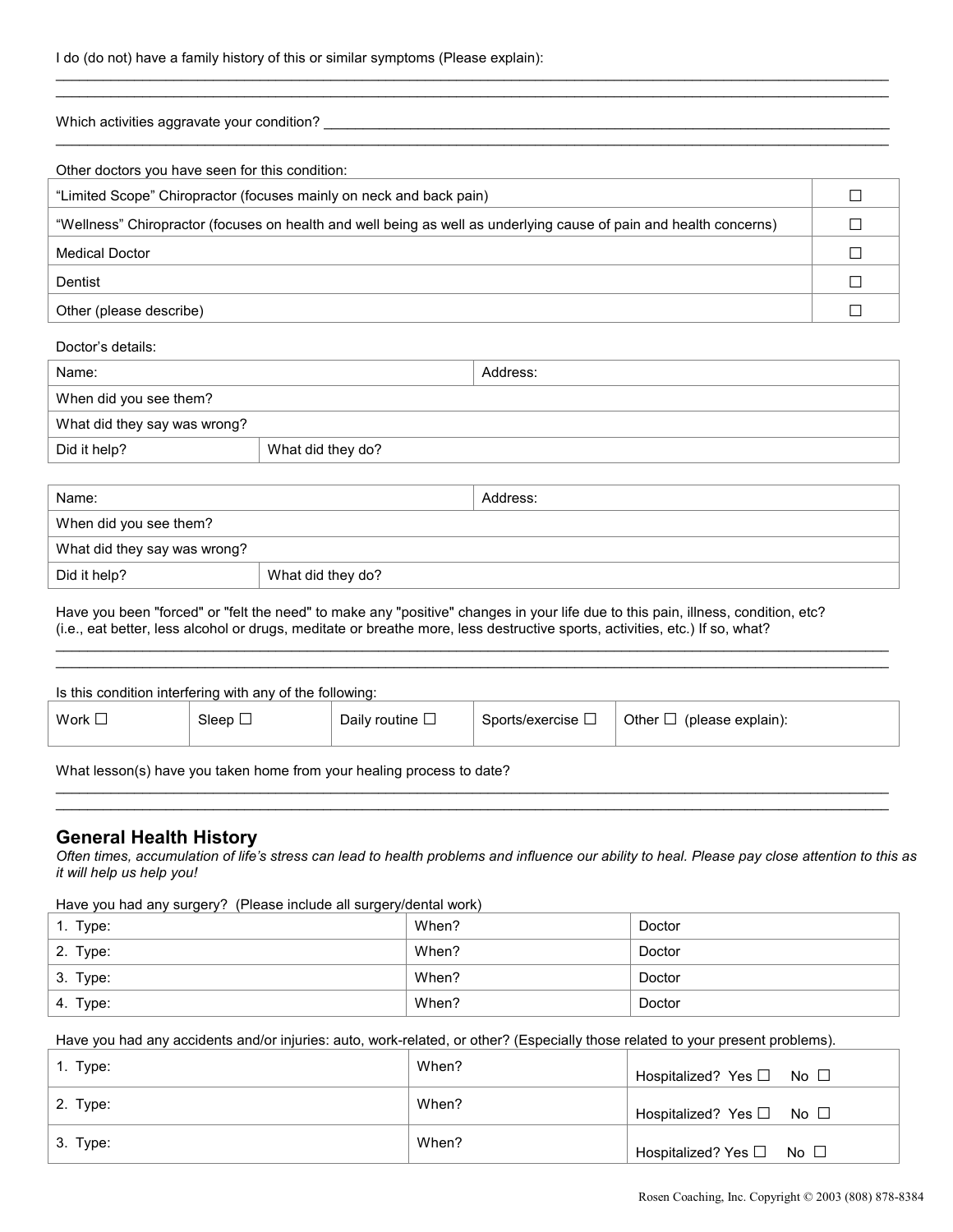I do (do not) have a family history of this or similar symptoms (Please explain):

\_\_\_\_\_\_\_\_\_\_\_\_\_\_\_\_\_\_\_\_\_\_\_\_\_\_\_\_\_\_\_\_\_\_\_\_\_\_\_\_\_\_\_\_\_\_\_\_\_\_\_\_\_\_\_\_\_\_\_\_\_\_\_\_\_\_\_\_\_\_\_\_\_\_\_\_\_\_

\_\_\_\_\_\_\_\_\_\_\_\_\_\_\_\_\_\_\_\_\_\_\_\_\_\_\_\_\_\_\_\_\_\_\_\_\_\_\_\_\_\_\_\_\_\_\_\_\_\_\_\_\_\_\_\_\_\_\_\_\_\_\_\_\_\_\_\_\_\_\_\_\_\_\_\_\_\_

Which activities aggravate your condition? \_\_\_\_\_\_\_\_\_\_\_\_\_\_\_\_\_\_\_\_\_\_\_\_\_\_\_\_\_\_\_\_\_\_\_\_\_\_\_\_\_\_\_\_\_\_\_\_

\_\_\_\_\_\_\_\_\_\_\_\_\_\_\_\_\_\_\_\_\_\_\_\_\_\_\_\_\_\_\_\_\_\_\_\_\_\_\_\_\_\_\_\_\_\_\_\_\_\_\_\_\_\_\_\_\_\_\_\_\_\_\_\_\_\_\_\_\_\_\_\_\_\_\_\_\_\_

Other doctors you have seen for this condition:

| | |
|---|---|
| "Limited Scope" Chiropractor (focuses mainly on neck and back pain) | ☐ |
| "Wellness" Chiropractor (focuses on health and well being as well as underlying cause of pain and health concerns) | ☐ |
| Medical Doctor | ☐ |
| Dentist | ☐ |
| Other (please describe) | ☐ |

Doctor's details:

| | |
|---|---|
| Name: | Address: |
| When did you see them? | |
| What did they say was wrong? | |
| Did it help? | What did they do? |

| | |
|---|---|
| Name: | Address: |
| When did you see them? | |
| What did they say was wrong? | |
| Did it help? | What did they do? |

Have you been "forced" or "felt the need" to make any "positive" changes in your life due to this pain, illness, condition, etc? (i.e., eat better, less alcohol or drugs, meditate or breathe more, less destructive sports, activities, etc.) If so, what?

\_\_\_\_\_\_\_\_\_\_\_\_\_\_\_\_\_\_\_\_\_\_\_\_\_\_\_\_\_\_\_\_\_\_\_\_\_\_\_\_\_\_\_\_\_\_\_\_\_\_\_\_\_\_\_\_\_\_\_\_\_\_\_\_\_\_\_\_\_\_\_\_\_\_\_\_\_\_

\_\_\_\_\_\_\_\_\_\_\_\_\_\_\_\_\_\_\_\_\_\_\_\_\_\_\_\_\_\_\_\_\_\_\_\_\_\_\_\_\_\_\_\_\_\_\_\_\_\_\_\_\_\_\_\_\_\_\_\_\_\_\_\_\_\_\_\_\_\_\_\_\_\_\_\_\_\_

Is this condition interfering with any of the following:

| | | | | |
|---|---|---|---|---|
| Work ☐ | Sleep ☐ | Daily routine ☐ | Sports/exercise ☐ | Other ☐ (please explain): |

What lesson(s) have you taken home from your healing process to date?

\_\_\_\_\_\_\_\_\_\_\_\_\_\_\_\_\_\_\_\_\_\_\_\_\_\_\_\_\_\_\_\_\_\_\_\_\_\_\_\_\_\_\_\_\_\_\_\_\_\_\_\_\_\_\_\_\_\_\_\_\_\_\_\_\_\_\_\_\_\_\_\_\_\_\_\_\_\_

\_\_\_\_\_\_\_\_\_\_\_\_\_\_\_\_\_\_\_\_\_\_\_\_\_\_\_\_\_\_\_\_\_\_\_\_\_\_\_\_\_\_\_\_\_\_\_\_\_\_\_\_\_\_\_\_\_\_\_\_\_\_\_\_\_\_\_\_\_\_\_\_\_\_\_\_\_\_

## General Health History

*Often times, accumulation of life's stress can lead to health problems and influence our ability to heal. Please pay close attention to this as it will help us help you!*

Have you had any surgery? (Please include all surgery/dental work)

| | | |
|---|---|---|
| 1. Type: | When? | Doctor |
| 2. Type: | When? | Doctor |
| 3. Type: | When? | Doctor |
| 4. Type: | When? | Doctor |

Have you had any accidents and/or injuries: auto, work-related, or other? (Especially those related to your present problems).

| | | |
|---|---|---|
| 1. Type: | When? | Hospitalized? Yes ☐ No ☐ |
| 2. Type: | When? | Hospitalized? Yes ☐ No ☐ |
| 3. Type: | When? | Hospitalized? Yes ☐ No ☐ |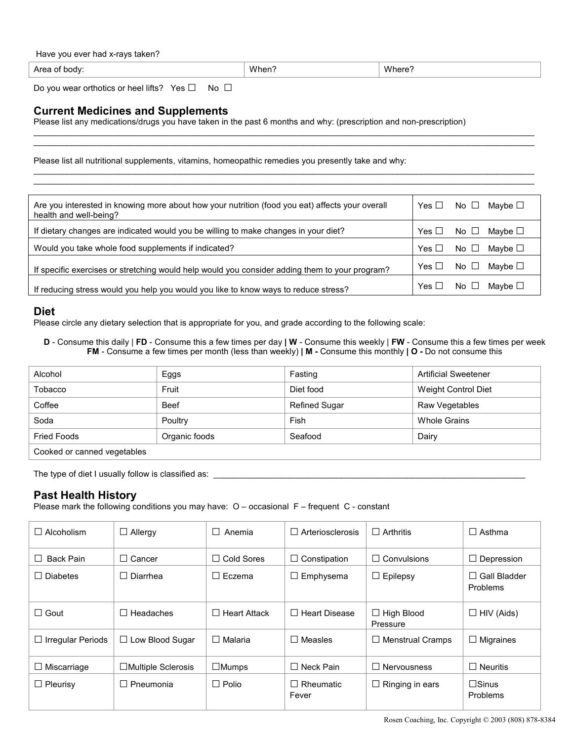Have you ever had x-rays taken?

| Area of body: | When? | Where? |
|---|---|---|

Do you wear orthotics or heel lifts? Yes ☐ No ☐

## Current Medicines and Supplements

Please list any medications/drugs you have taken in the past 6 months and why: (prescription and non-prescription)

\_\_\_\_\_\_\_\_\_\_\_\_\_\_\_\_\_\_\_\_\_\_\_\_\_\_\_\_\_\_\_\_\_\_\_\_\_\_\_\_\_\_\_\_\_\_\_\_\_\_\_\_\_\_\_\_\_\_\_\_\_\_\_\_\_\_\_\_\_\_\_\_\_\_\_\_\_\_

\_\_\_\_\_\_\_\_\_\_\_\_\_\_\_\_\_\_\_\_\_\_\_\_\_\_\_\_\_\_\_\_\_\_\_\_\_\_\_\_\_\_\_\_\_\_\_\_\_\_\_\_\_\_\_\_\_\_\_\_\_\_\_\_\_\_\_\_\_\_\_\_\_\_\_\_\_\_

Please list all nutritional supplements, vitamins, homeopathic remedies you presently take and why:

\_\_\_\_\_\_\_\_\_\_\_\_\_\_\_\_\_\_\_\_\_\_\_\_\_\_\_\_\_\_\_\_\_\_\_\_\_\_\_\_\_\_\_\_\_\_\_\_\_\_\_\_\_\_\_\_\_\_\_\_\_\_\_\_\_\_\_\_\_\_\_\_\_\_\_\_\_\_

\_\_\_\_\_\_\_\_\_\_\_\_\_\_\_\_\_\_\_\_\_\_\_\_\_\_\_\_\_\_\_\_\_\_\_\_\_\_\_\_\_\_\_\_\_\_\_\_\_\_\_\_\_\_\_\_\_\_\_\_\_\_\_\_\_\_\_\_\_\_\_\_\_\_\_\_\_\_

| Question | Response |
|---|---|
| Are you interested in knowing more about how your nutrition (food you eat) affects your overall health and well-being? | Yes ☐ No ☐ Maybe ☐ |
| If dietary changes are indicated would you be willing to make changes in your diet? | Yes ☐ No ☐ Maybe ☐ |
| Would you take whole food supplements if indicated? | Yes ☐ No ☐ Maybe ☐ |
| If specific exercises or stretching would help would you consider adding them to your program? | Yes ☐ No ☐ Maybe ☐ |
| If reducing stress would you help you would you like to know ways to reduce stress? | Yes ☐ No ☐ Maybe ☐ |

## Diet

Please circle any dietary selection that is appropriate for you, and grade according to the following scale:

**D** - Consume this daily | **FD** - Consume this a few times per day **|** **W** - Consume this weekly | **FW** - Consume this a few times per week
**FM** - Consume a few times per month (less than weekly) **|** **M -** Consume this monthly **| O -** Do not consume this

| | | | |
|---|---|---|---|
| Alcohol | Eggs | Fasting | Artificial Sweetener |
| Tobacco | Fruit | Diet food | Weight Control Diet |
| Coffee | Beef | Refined Sugar | Raw Vegetables |
| Soda | Poultry | Fish | Whole Grains |
| Fried Foods | Organic foods | Seafood | Dairy |
| Cooked or canned vegetables | | | |

The type of diet I usually follow is classified as: \_\_\_\_\_\_\_\_\_\_\_\_\_\_\_\_\_\_\_\_\_\_\_\_\_\_\_\_\_\_\_\_\_\_\_\_\_\_\_\_\_\_\_\_\_\_\_\_

## Past Health History

Please mark the following conditions you may have: O – occasional F – frequent C - constant

| | | | | | |
|---|---|---|---|---|---|
| ☐ Alcoholism | ☐ Allergy | ☐ Anemia | ☐ Arteriosclerosis | ☐ Arthritis | ☐ Asthma |
| ☐ Back Pain | ☐ Cancer | ☐ Cold Sores | ☐ Constipation | ☐ Convulsions | ☐ Depression |
| ☐ Diabetes | ☐ Diarrhea | ☐ Eczema | ☐ Emphysema | ☐ Epilepsy | ☐ Gall Bladder Problems |
| ☐ Gout | ☐ Headaches | ☐ Heart Attack | ☐ Heart Disease | ☐ High Blood Pressure | ☐ HIV (Aids) |
| ☐ Irregular Periods | ☐ Low Blood Sugar | ☐ Malaria | ☐ Measles | ☐ Menstrual Cramps | ☐ Migraines |
| ☐ Miscarriage | ☐Multiple Sclerosis | ☐Mumps | ☐ Neck Pain | ☐ Nervousness | ☐ Neuritis |
| ☐ Pleurisy | ☐ Pneumonia | ☐ Polio | ☐ Rheumatic Fever | ☐ Ringing in ears | ☐Sinus Problems |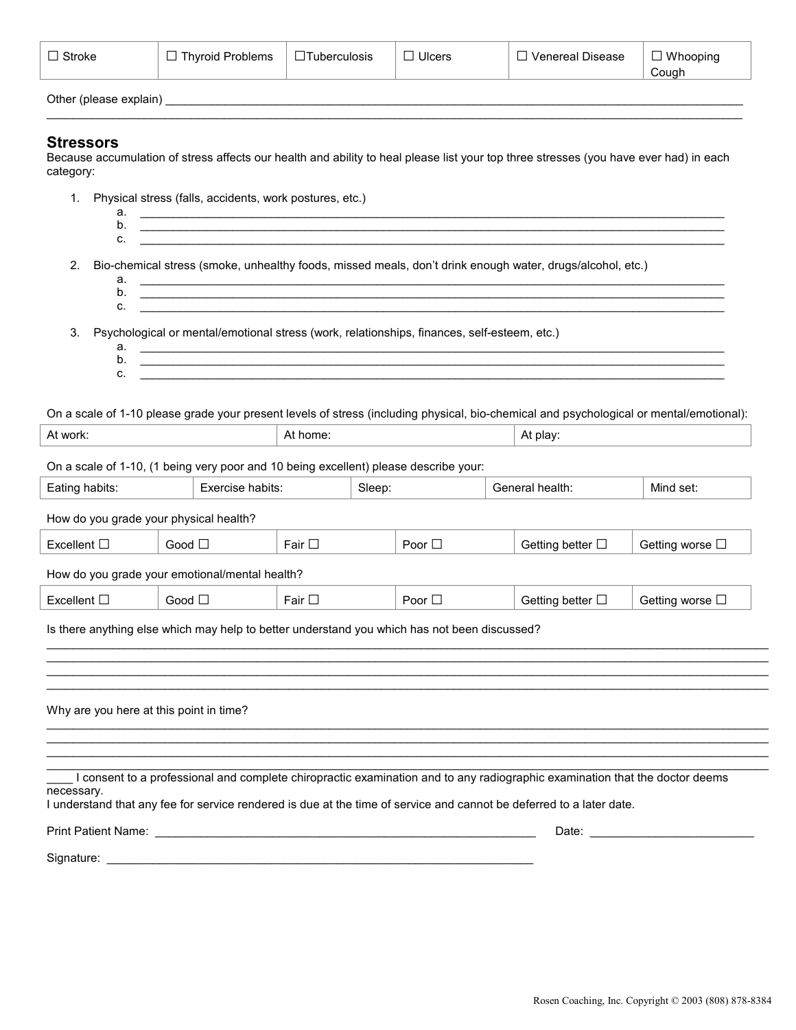| | | | | | |
|---|---|---|---|---|---|
| ☐ Stroke | ☐ Thyroid Problems | ☐Tuberculosis | ☐ Ulcers | ☐ Venereal Disease | ☐ Whooping Cough |

Other (please explain) ______________________________________________________________________________________
_________________________________________________________________________________________________________

## Stressors

Because accumulation of stress affects our health and ability to heal please list your top three stresses (you have ever had) in each category:

1. Physical stress (falls, accidents, work postures, etc.)
   a. ______________________________________________________________________________________
   b. ______________________________________________________________________________________
   c. ______________________________________________________________________________________

2. Bio-chemical stress (smoke, unhealthy foods, missed meals, don't drink enough water, drugs/alcohol, etc.)
   a. ______________________________________________________________________________________
   b. ______________________________________________________________________________________
   c. ______________________________________________________________________________________

3. Psychological or mental/emotional stress (work, relationships, finances, self-esteem, etc.)
   a. ______________________________________________________________________________________
   b. ______________________________________________________________________________________
   c. ______________________________________________________________________________________

On a scale of 1-10 please grade your present levels of stress (including physical, bio-chemical and psychological or mental/emotional):

| | | |
|---|---|---|
| At work: | At home: | At play: |

On a scale of 1-10, (1 being very poor and 10 being excellent) please describe your:

| | | | | |
|---|---|---|---|---|
| Eating habits: | Exercise habits: | Sleep: | General health: | Mind set: |

How do you grade your physical health?

| | | | | | |
|---|---|---|---|---|---|
| Excellent ☐ | Good ☐ | Fair ☐ | Poor ☐ | Getting better ☐ | Getting worse ☐ |

How do you grade your emotional/mental health?

| | | | | | |
|---|---|---|---|---|---|
| Excellent ☐ | Good ☐ | Fair ☐ | Poor ☐ | Getting better ☐ | Getting worse ☐ |

Is there anything else which may help to better understand you which has not been discussed?
_________________________________________________________________________________________________________
_________________________________________________________________________________________________________
_________________________________________________________________________________________________________
_________________________________________________________________________________________________________

Why are you here at this point in time?
_________________________________________________________________________________________________________
_________________________________________________________________________________________________________
_________________________________________________________________________________________________________
_________________________________________________________________________________________________________

____ I consent to a professional and complete chiropractic examination and to any radiographic examination that the doctor deems necessary.
I understand that any fee for service rendered is due at the time of service and cannot be deferred to a later date.

Print Patient Name: ____________________________________________________ Date: ______________________

Signature: ____________________________________________________________

Rosen Coaching, Inc. Copyright © 2003 (808) 878-8384